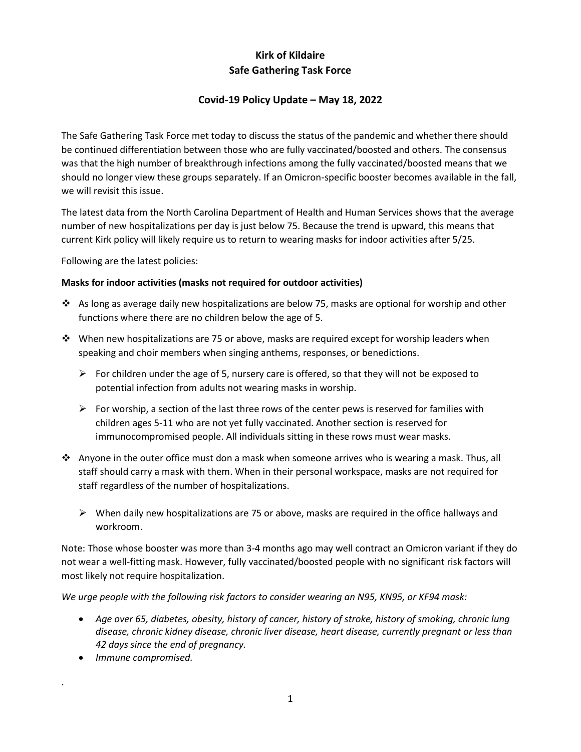# Kirk of Kildaire
# Safe Gathering Task Force

## Covid-19 Policy Update – May 18, 2022

The Safe Gathering Task Force met today to discuss the status of the pandemic and whether there should be continued differentiation between those who are fully vaccinated/boosted and others. The consensus was that the high number of breakthrough infections among the fully vaccinated/boosted means that we should no longer view these groups separately. If an Omicron-specific booster becomes available in the fall, we will revisit this issue.

The latest data from the North Carolina Department of Health and Human Services shows that the average number of new hospitalizations per day is just below 75. Because the trend is upward, this means that current Kirk policy will likely require us to return to wearing masks for indoor activities after 5/25.

Following are the latest policies:

**Masks for indoor activities (masks not required for outdoor activities)**

- As long as average daily new hospitalizations are below 75, masks are optional for worship and other functions where there are no children below the age of 5.
- When new hospitalizations are 75 or above, masks are required except for worship leaders when speaking and choir members when singing anthems, responses, or benedictions.
  - For children under the age of 5, nursery care is offered, so that they will not be exposed to potential infection from adults not wearing masks in worship.
  - For worship, a section of the last three rows of the center pews is reserved for families with children ages 5-11 who are not yet fully vaccinated. Another section is reserved for immunocompromised people. All individuals sitting in these rows must wear masks.
- Anyone in the outer office must don a mask when someone arrives who is wearing a mask. Thus, all staff should carry a mask with them. When in their personal workspace, masks are not required for staff regardless of the number of hospitalizations.
  - When daily new hospitalizations are 75 or above, masks are required in the office hallways and workroom.

Note: Those whose booster was more than 3-4 months ago may well contract an Omicron variant if they do not wear a well-fitting mask. However, fully vaccinated/boosted people with no significant risk factors will most likely not require hospitalization.

*We urge people with the following risk factors to consider wearing an N95, KN95, or KF94 mask:*

- *Age over 65, diabetes, obesity, history of cancer, history of stroke, history of smoking, chronic lung disease, chronic kidney disease, chronic liver disease, heart disease, currently pregnant or less than 42 days since the end of pregnancy.*
- *Immune compromised.*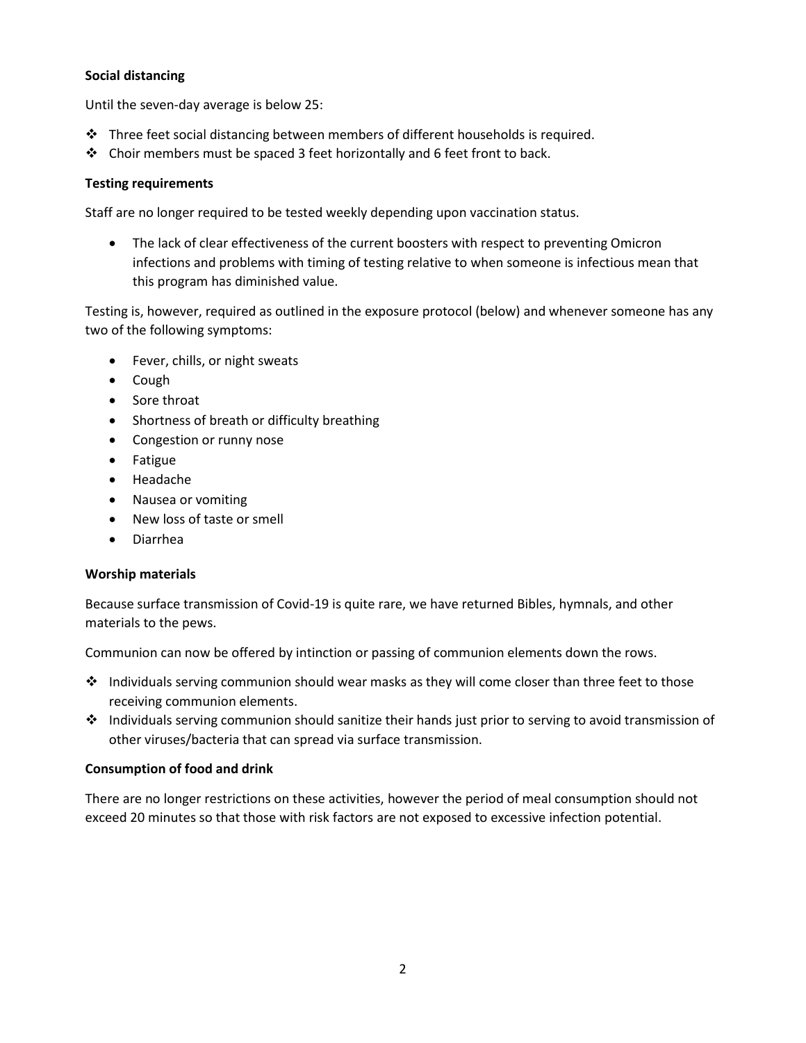**Social distancing**

Until the seven-day average is below 25:

- Three feet social distancing between members of different households is required.
- Choir members must be spaced 3 feet horizontally and 6 feet front to back.

**Testing requirements**

Staff are no longer required to be tested weekly depending upon vaccination status.

- The lack of clear effectiveness of the current boosters with respect to preventing Omicron infections and problems with timing of testing relative to when someone is infectious mean that this program has diminished value.

Testing is, however, required as outlined in the exposure protocol (below) and whenever someone has any two of the following symptoms:

- Fever, chills, or night sweats
- Cough
- Sore throat
- Shortness of breath or difficulty breathing
- Congestion or runny nose
- Fatigue
- Headache
- Nausea or vomiting
- New loss of taste or smell
- Diarrhea

**Worship materials**

Because surface transmission of Covid-19 is quite rare, we have returned Bibles, hymnals, and other materials to the pews.

Communion can now be offered by intinction or passing of communion elements down the rows.

- Individuals serving communion should wear masks as they will come closer than three feet to those receiving communion elements.
- Individuals serving communion should sanitize their hands just prior to serving to avoid transmission of other viruses/bacteria that can spread via surface transmission.

**Consumption of food and drink**

There are no longer restrictions on these activities, however the period of meal consumption should not exceed 20 minutes so that those with risk factors are not exposed to excessive infection potential.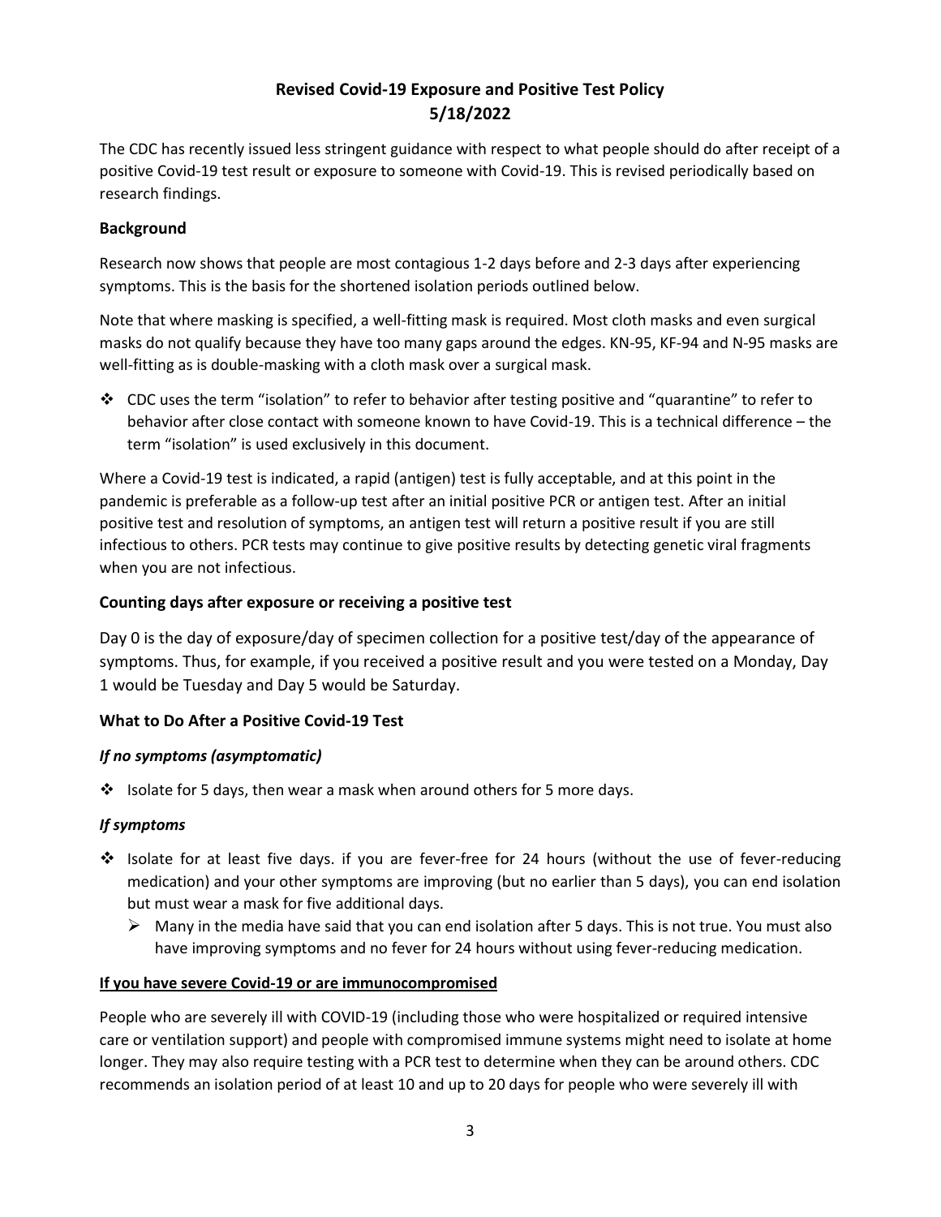# Revised Covid-19 Exposure and Positive Test Policy
# 5/18/2022

The CDC has recently issued less stringent guidance with respect to what people should do after receipt of a positive Covid-19 test result or exposure to someone with Covid-19. This is revised periodically based on research findings.

## Background

Research now shows that people are most contagious 1-2 days before and 2-3 days after experiencing symptoms. This is the basis for the shortened isolation periods outlined below.

Note that where masking is specified, a well-fitting mask is required. Most cloth masks and even surgical masks do not qualify because they have too many gaps around the edges. KN-95, KF-94 and N-95 masks are well-fitting as is double-masking with a cloth mask over a surgical mask.

- CDC uses the term "isolation" to refer to behavior after testing positive and "quarantine" to refer to behavior after close contact with someone known to have Covid-19. This is a technical difference – the term "isolation" is used exclusively in this document.

Where a Covid-19 test is indicated, a rapid (antigen) test is fully acceptable, and at this point in the pandemic is preferable as a follow-up test after an initial positive PCR or antigen test. After an initial positive test and resolution of symptoms, an antigen test will return a positive result if you are still infectious to others. PCR tests may continue to give positive results by detecting genetic viral fragments when you are not infectious.

## Counting days after exposure or receiving a positive test

Day 0 is the day of exposure/day of specimen collection for a positive test/day of the appearance of symptoms. Thus, for example, if you received a positive result and you were tested on a Monday, Day 1 would be Tuesday and Day 5 would be Saturday.

## What to Do After a Positive Covid-19 Test

### *If no symptoms (asymptomatic)*

- Isolate for 5 days, then wear a mask when around others for 5 more days.

### *If symptoms*

- Isolate for at least five days. if you are fever-free for 24 hours (without the use of fever-reducing medication) and your other symptoms are improving (but no earlier than 5 days), you can end isolation but must wear a mask for five additional days.
  - Many in the media have said that you can end isolation after 5 days. This is not true. You must also have improving symptoms and no fever for 24 hours without using fever-reducing medication.

### **If you have severe Covid-19 or are immunocompromised**

People who are severely ill with COVID-19 (including those who were hospitalized or required intensive care or ventilation support) and people with compromised immune systems might need to isolate at home longer. They may also require testing with a PCR test to determine when they can be around others. CDC recommends an isolation period of at least 10 and up to 20 days for people who were severely ill with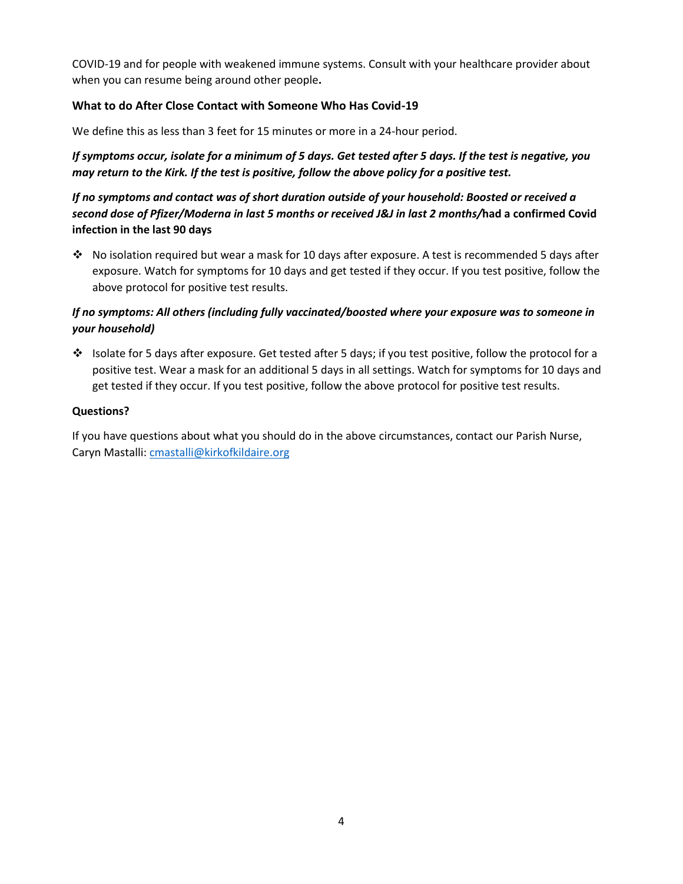COVID-19 and for people with weakened immune systems. Consult with your healthcare provider about when you can resume being around other people**.**

**What to do After Close Contact with Someone Who Has Covid-19**

We define this as less than 3 feet for 15 minutes or more in a 24-hour period.

***If symptoms occur, isolate for a minimum of 5 days. Get tested after 5 days. If the test is negative, you may return to the Kirk. If the test is positive, follow the above policy for a positive test.***

***If no symptoms and contact was of short duration outside of your household: Boosted or received a second dose of Pfizer/Moderna in last 5 months or received J&J in last 2 months/*****had a confirmed Covid infection in the last 90 days**

- No isolation required but wear a mask for 10 days after exposure. A test is recommended 5 days after exposure. Watch for symptoms for 10 days and get tested if they occur. If you test positive, follow the above protocol for positive test results.

***If no symptoms: All others (including fully vaccinated/boosted where your exposure was to someone in your household)***

- Isolate for 5 days after exposure. Get tested after 5 days; if you test positive, follow the protocol for a positive test. Wear a mask for an additional 5 days in all settings. Watch for symptoms for 10 days and get tested if they occur. If you test positive, follow the above protocol for positive test results.

**Questions?**

If you have questions about what you should do in the above circumstances, contact our Parish Nurse, Caryn Mastalli: cmastalli@kirkofkildaire.org